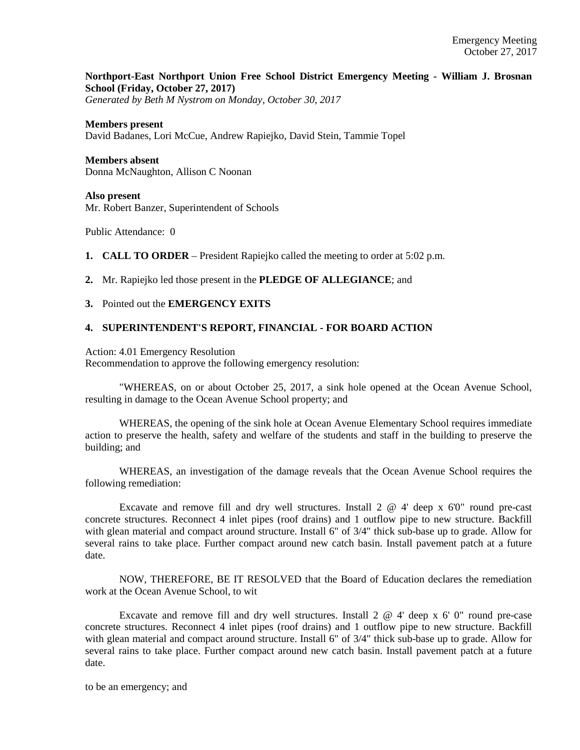**Northport-East Northport Union Free School District Emergency Meeting - William J. Brosnan School (Friday, October 27, 2017)**
*Generated by Beth M Nystrom on Monday, October 30, 2017*

**Members present**
David Badanes, Lori McCue, Andrew Rapiejko, David Stein, Tammie Topel

**Members absent**
Donna McNaughton, Allison C Noonan

**Also present**
Mr. Robert Banzer, Superintendent of Schools

Public Attendance: 0

1. **CALL TO ORDER** – President Rapiejko called the meeting to order at 5:02 p.m.

2. Mr. Rapiejko led those present in the **PLEDGE OF ALLEGIANCE**; and

3. Pointed out the **EMERGENCY EXITS**

4. **SUPERINTENDENT'S REPORT, FINANCIAL - FOR BOARD ACTION**

Action: 4.01 Emergency Resolution
Recommendation to approve the following emergency resolution:

"WHEREAS, on or about October 25, 2017, a sink hole opened at the Ocean Avenue School, resulting in damage to the Ocean Avenue School property; and

WHEREAS, the opening of the sink hole at Ocean Avenue Elementary School requires immediate action to preserve the health, safety and welfare of the students and staff in the building to preserve the building; and

WHEREAS, an investigation of the damage reveals that the Ocean Avenue School requires the following remediation:

Excavate and remove fill and dry well structures. Install 2 @ 4' deep x 6'0" round pre-cast concrete structures. Reconnect 4 inlet pipes (roof drains) and 1 outflow pipe to new structure. Backfill with glean material and compact around structure. Install 6" of 3/4" thick sub-base up to grade. Allow for several rains to take place. Further compact around new catch basin. Install pavement patch at a future date.

NOW, THEREFORE, BE IT RESOLVED that the Board of Education declares the remediation work at the Ocean Avenue School, to wit

Excavate and remove fill and dry well structures. Install 2 @ 4' deep x 6' 0" round pre-case concrete structures. Reconnect 4 inlet pipes (roof drains) and 1 outflow pipe to new structure. Backfill with glean material and compact around structure. Install 6" of 3/4" thick sub-base up to grade. Allow for several rains to take place. Further compact around new catch basin. Install pavement patch at a future date.

to be an emergency; and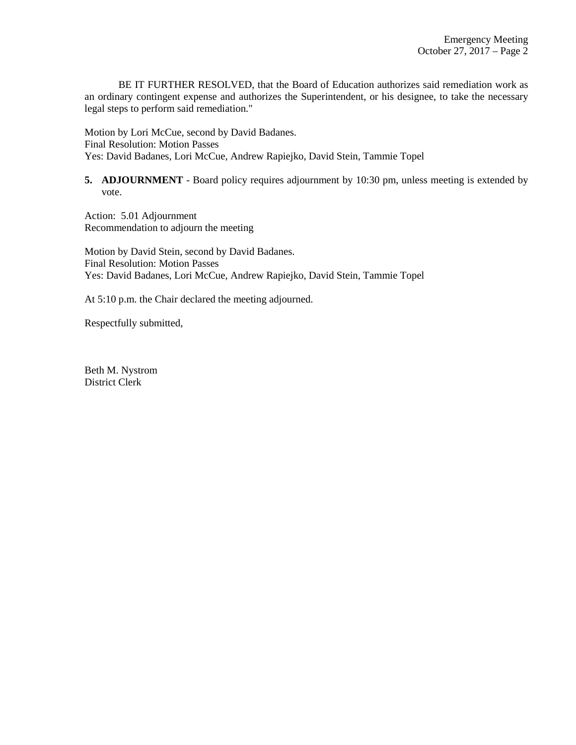BE IT FURTHER RESOLVED, that the Board of Education authorizes said remediation work as an ordinary contingent expense and authorizes the Superintendent, or his designee, to take the necessary legal steps to perform said remediation."

Motion by Lori McCue, second by David Badanes.
Final Resolution: Motion Passes
Yes: David Badanes, Lori McCue, Andrew Rapiejko, David Stein, Tammie Topel

**5. ADJOURNMENT** - Board policy requires adjournment by 10:30 pm, unless meeting is extended by vote.

Action: 5.01 Adjournment
Recommendation to adjourn the meeting

Motion by David Stein, second by David Badanes.
Final Resolution: Motion Passes
Yes: David Badanes, Lori McCue, Andrew Rapiejko, David Stein, Tammie Topel

At 5:10 p.m. the Chair declared the meeting adjourned.

Respectfully submitted,

Beth M. Nystrom
District Clerk